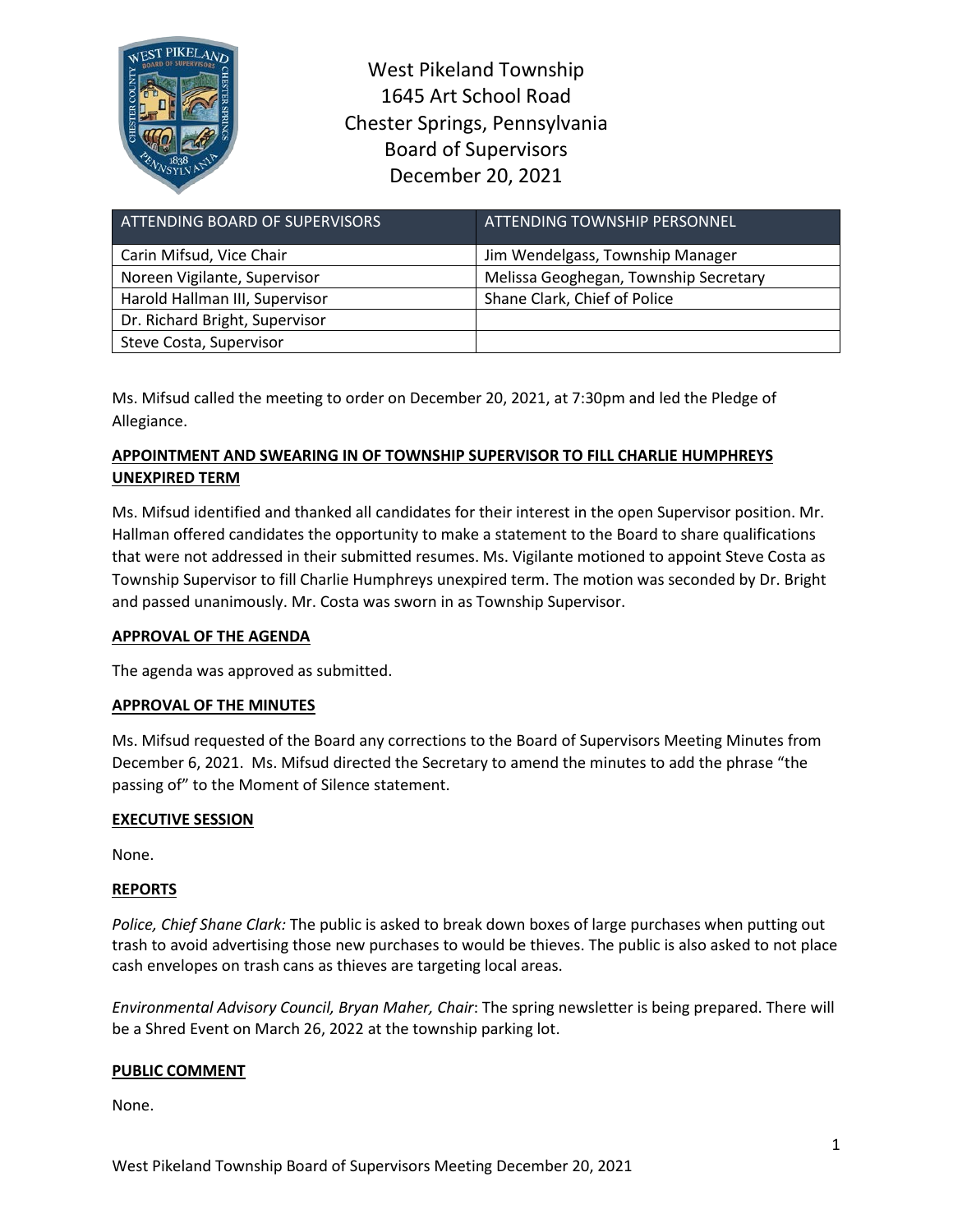# West Pikeland Township
## 1645 Art School Road
## Chester Springs, Pennsylvania
## Board of Supervisors
## December 20, 2021

| ATTENDING BOARD OF SUPERVISORS | ATTENDING TOWNSHIP PERSONNEL |
|---|---|
| Carin Mifsud, Vice Chair | Jim Wendelgass, Township Manager |
| Noreen Vigilante, Supervisor | Melissa Geoghegan, Township Secretary |
| Harold Hallman III, Supervisor | Shane Clark, Chief of Police |
| Dr. Richard Bright, Supervisor | |
| Steve Costa, Supervisor | |

Ms. Mifsud called the meeting to order on December 20, 2021, at 7:30pm and led the Pledge of Allegiance.

**APPOINTMENT AND SWEARING IN OF TOWNSHIP SUPERVISOR TO FILL CHARLIE HUMPHREYS UNEXPIRED TERM**

Ms. Mifsud identified and thanked all candidates for their interest in the open Supervisor position. Mr. Hallman offered candidates the opportunity to make a statement to the Board to share qualifications that were not addressed in their submitted resumes. Ms. Vigilante motioned to appoint Steve Costa as Township Supervisor to fill Charlie Humphreys unexpired term. The motion was seconded by Dr. Bright and passed unanimously. Mr. Costa was sworn in as Township Supervisor.

**APPROVAL OF THE AGENDA**

The agenda was approved as submitted.

**APPROVAL OF THE MINUTES**

Ms. Mifsud requested of the Board any corrections to the Board of Supervisors Meeting Minutes from December 6, 2021. Ms. Mifsud directed the Secretary to amend the minutes to add the phrase "the passing of" to the Moment of Silence statement.

**EXECUTIVE SESSION**

None.

**REPORTS**

*Police, Chief Shane Clark:* The public is asked to break down boxes of large purchases when putting out trash to avoid advertising those new purchases to would be thieves. The public is also asked to not place cash envelopes on trash cans as thieves are targeting local areas.

*Environmental Advisory Council, Bryan Maher, Chair*: The spring newsletter is being prepared. There will be a Shred Event on March 26, 2022 at the township parking lot.

**PUBLIC COMMENT**

None.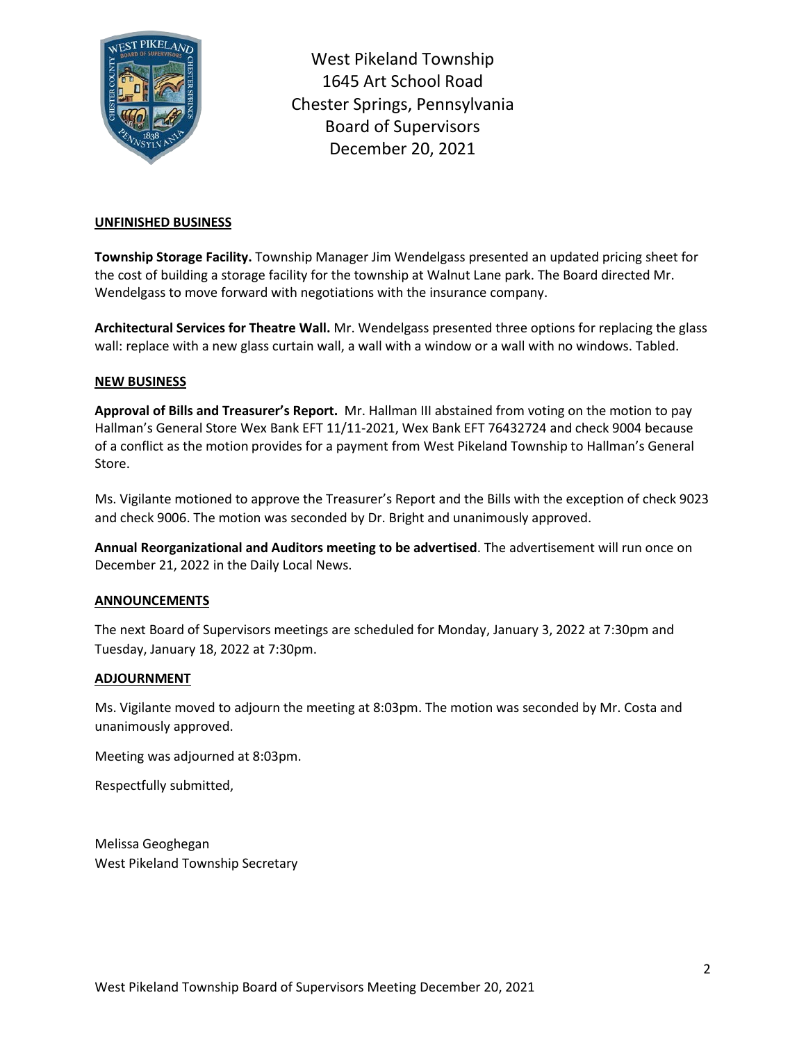# West Pikeland Township
1645 Art School Road
Chester Springs, Pennsylvania
Board of Supervisors
December 20, 2021

## UNFINISHED BUSINESS

**Township Storage Facility.** Township Manager Jim Wendelgass presented an updated pricing sheet for the cost of building a storage facility for the township at Walnut Lane park. The Board directed Mr. Wendelgass to move forward with negotiations with the insurance company.

**Architectural Services for Theatre Wall.** Mr. Wendelgass presented three options for replacing the glass wall: replace with a new glass curtain wall, a wall with a window or a wall with no windows. Tabled.

## NEW BUSINESS

**Approval of Bills and Treasurer's Report.** Mr. Hallman III abstained from voting on the motion to pay Hallman's General Store Wex Bank EFT 11/11-2021, Wex Bank EFT 76432724 and check 9004 because of a conflict as the motion provides for a payment from West Pikeland Township to Hallman's General Store.

Ms. Vigilante motioned to approve the Treasurer's Report and the Bills with the exception of check 9023 and check 9006. The motion was seconded by Dr. Bright and unanimously approved.

**Annual Reorganizational and Auditors meeting to be advertised**. The advertisement will run once on December 21, 2022 in the Daily Local News.

## ANNOUNCEMENTS

The next Board of Supervisors meetings are scheduled for Monday, January 3, 2022 at 7:30pm and Tuesday, January 18, 2022 at 7:30pm.

## ADJOURNMENT

Ms. Vigilante moved to adjourn the meeting at 8:03pm. The motion was seconded by Mr. Costa and unanimously approved.

Meeting was adjourned at 8:03pm.

Respectfully submitted,

Melissa Geoghegan
West Pikeland Township Secretary